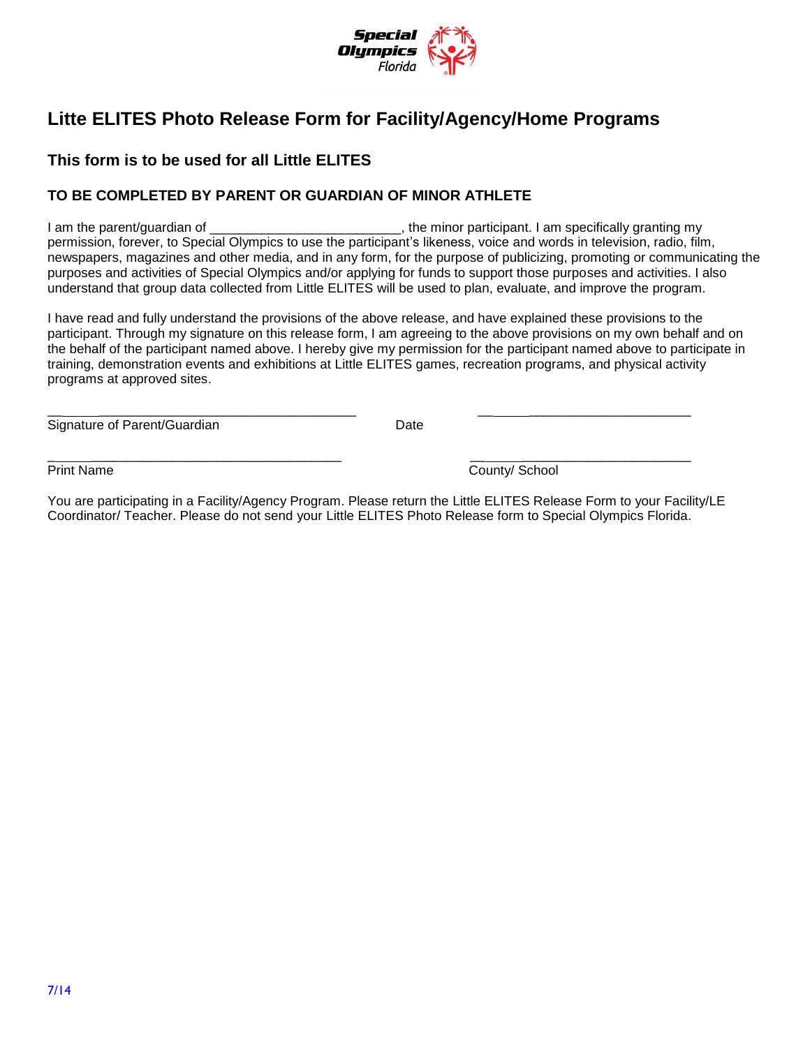Special Olympics Florida

# Litte ELITES Photo Release Form for Facility/Agency/Home Programs

### This form is to be used for all Little ELITES

#### TO BE COMPLETED BY PARENT OR GUARDIAN OF MINOR ATHLETE

I am the parent/guardian of __________________________, the minor participant. I am specifically granting my permission, forever, to Special Olympics to use the participant's likeness, voice and words in television, radio, film, newspapers, magazines and other media, and in any form, for the purpose of publicizing, promoting or communicating the purposes and activities of Special Olympics and/or applying for funds to support those purposes and activities. I also understand that group data collected from Little ELITES will be used to plan, evaluate, and improve the program.

I have read and fully understand the provisions of the above release, and have explained these provisions to the participant. Through my signature on this release form, I am agreeing to the above provisions on my own behalf and on the behalf of the participant named above. I hereby give my permission for the participant named above to participate in training, demonstration events and exhibitions at Little ELITES games, recreation programs, and physical activity programs at approved sites.

_______________________________________ _____________________________

Signature of Parent/Guardian Date

_______________________________________ _____________________________

Print Name County/ School

You are participating in a Facility/Agency Program. Please return the Little ELITES Release Form to your Facility/LE Coordinator/ Teacher. Please do not send your Little ELITES Photo Release form to Special Olympics Florida.

7/14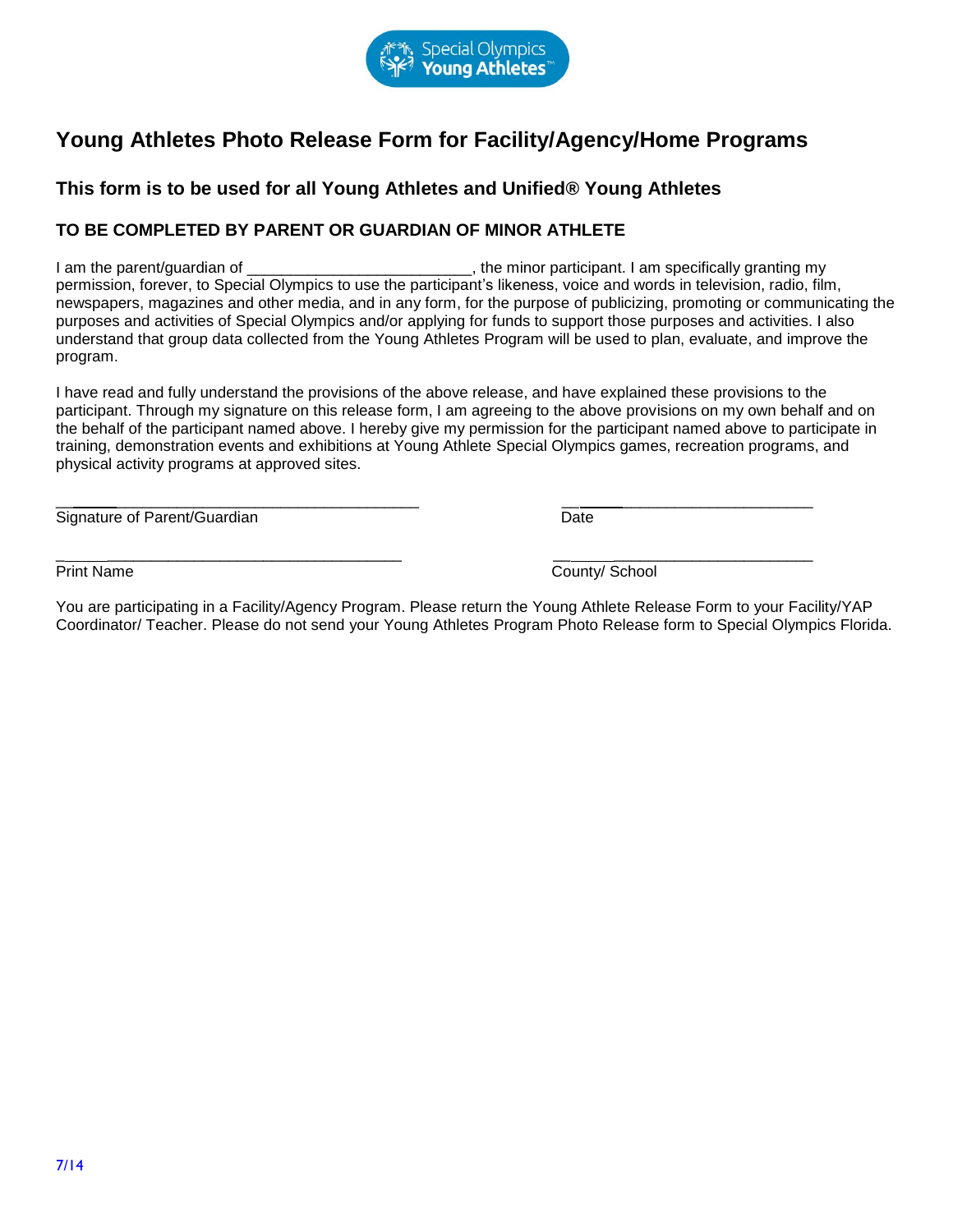Special Olympics Young Athletes

# Young Athletes Photo Release Form for Facility/Agency/Home Programs

## This form is to be used for all Young Athletes and Unified® Young Athletes

### TO BE COMPLETED BY PARENT OR GUARDIAN OF MINOR ATHLETE

I am the parent/guardian of __________________________, the minor participant. I am specifically granting my permission, forever, to Special Olympics to use the participant's likeness, voice and words in television, radio, film, newspapers, magazines and other media, and in any form, for the purpose of publicizing, promoting or communicating the purposes and activities of Special Olympics and/or applying for funds to support those purposes and activities. I also understand that group data collected from the Young Athletes Program will be used to plan, evaluate, and improve the program.

I have read and fully understand the provisions of the above release, and have explained these provisions to the participant. Through my signature on this release form, I am agreeing to the above provisions on my own behalf and on the behalf of the participant named above. I hereby give my permission for the participant named above to participate in training, demonstration events and exhibitions at Young Athlete Special Olympics games, recreation programs, and physical activity programs at approved sites.

__________________________________________ Signature of Parent/Guardian

____________________________ Date

__________________________________________ Print Name

____________________________ County/ School

You are participating in a Facility/Agency Program. Please return the Young Athlete Release Form to your Facility/YAP Coordinator/ Teacher. Please do not send your Young Athletes Program Photo Release form to Special Olympics Florida.

7/14